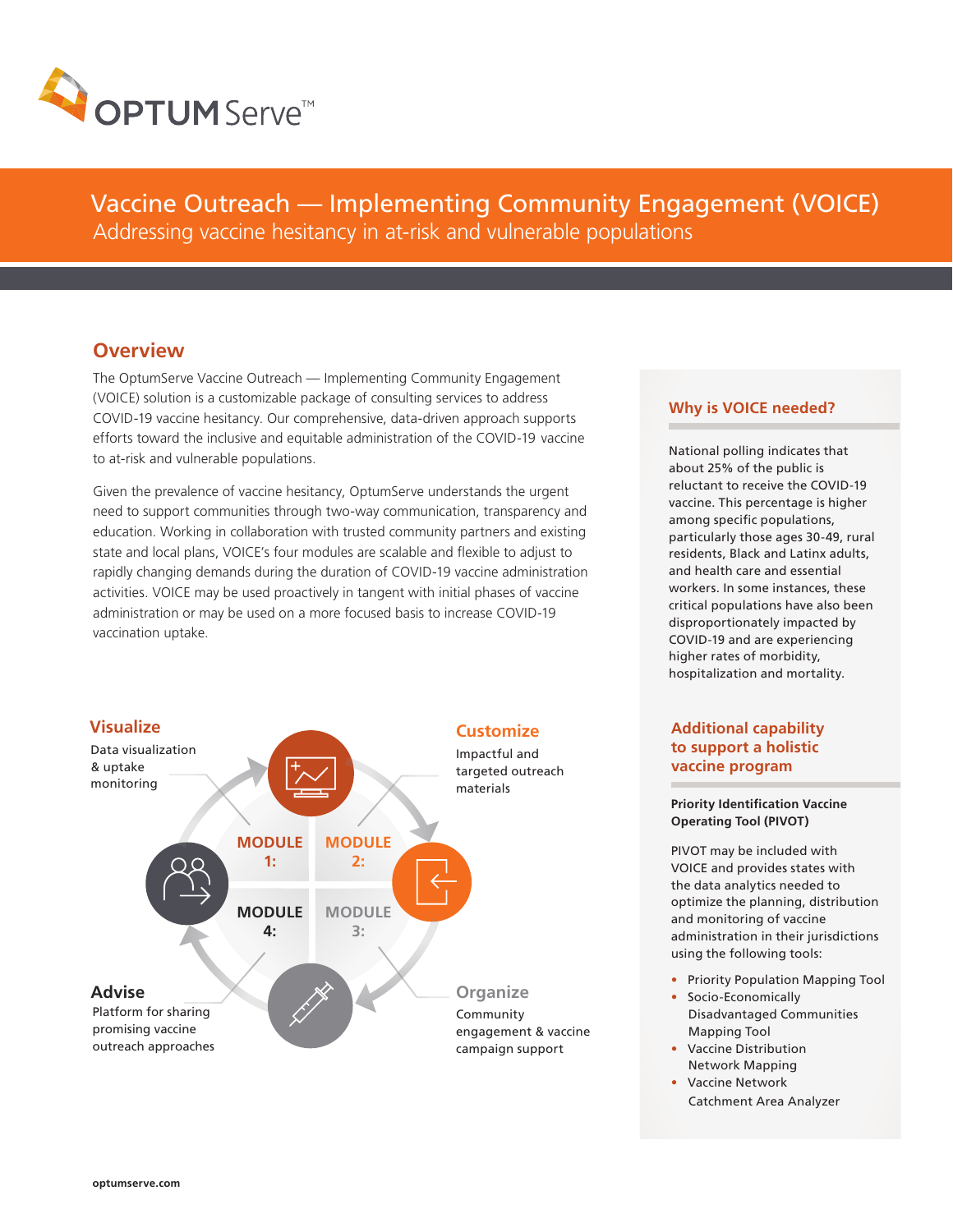OPTUM Serve™

# Vaccine Outreach — Implementing Community Engagement (VOICE)

Addressing vaccine hesitancy in at-risk and vulnerable populations

## Overview

The OptumServe Vaccine Outreach — Implementing Community Engagement (VOICE) solution is a customizable package of consulting services to address COVID-19 vaccine hesitancy. Our comprehensive, data-driven approach supports efforts toward the inclusive and equitable administration of the COVID-19 vaccine to at-risk and vulnerable populations.

Given the prevalence of vaccine hesitancy, OptumServe understands the urgent need to support communities through two-way communication, transparency and education. Working in collaboration with trusted community partners and existing state and local plans, VOICE's four modules are scalable and flexible to adjust to rapidly changing demands during the duration of COVID-19 vaccine administration activities. VOICE may be used proactively in tangent with initial phases of vaccine administration or may be used on a more focused basis to increase COVID-19 vaccination uptake.

**MODULE 1: Visualize**
Data visualization & uptake monitoring

**MODULE 2: Customize**
Impactful and targeted outreach materials

**MODULE 3: Organize**
Community engagement & vaccine campaign support

**MODULE 4: Advise**
Platform for sharing promising vaccine outreach approaches

### Why is VOICE needed?

National polling indicates that about 25% of the public is reluctant to receive the COVID-19 vaccine. This percentage is higher among specific populations, particularly those ages 30-49, rural residents, Black and Latinx adults, and health care and essential workers. In some instances, these critical populations have also been disproportionately impacted by COVID-19 and are experiencing higher rates of morbidity, hospitalization and mortality.

### Additional capability to support a holistic vaccine program

**Priority Identification Vaccine Operating Tool (PIVOT)**

PIVOT may be included with VOICE and provides states with the data analytics needed to optimize the planning, distribution and monitoring of vaccine administration in their jurisdictions using the following tools:

- Priority Population Mapping Tool
- Socio-Economically Disadvantaged Communities Mapping Tool
- Vaccine Distribution Network Mapping
- Vaccine Network Catchment Area Analyzer

optumserve.com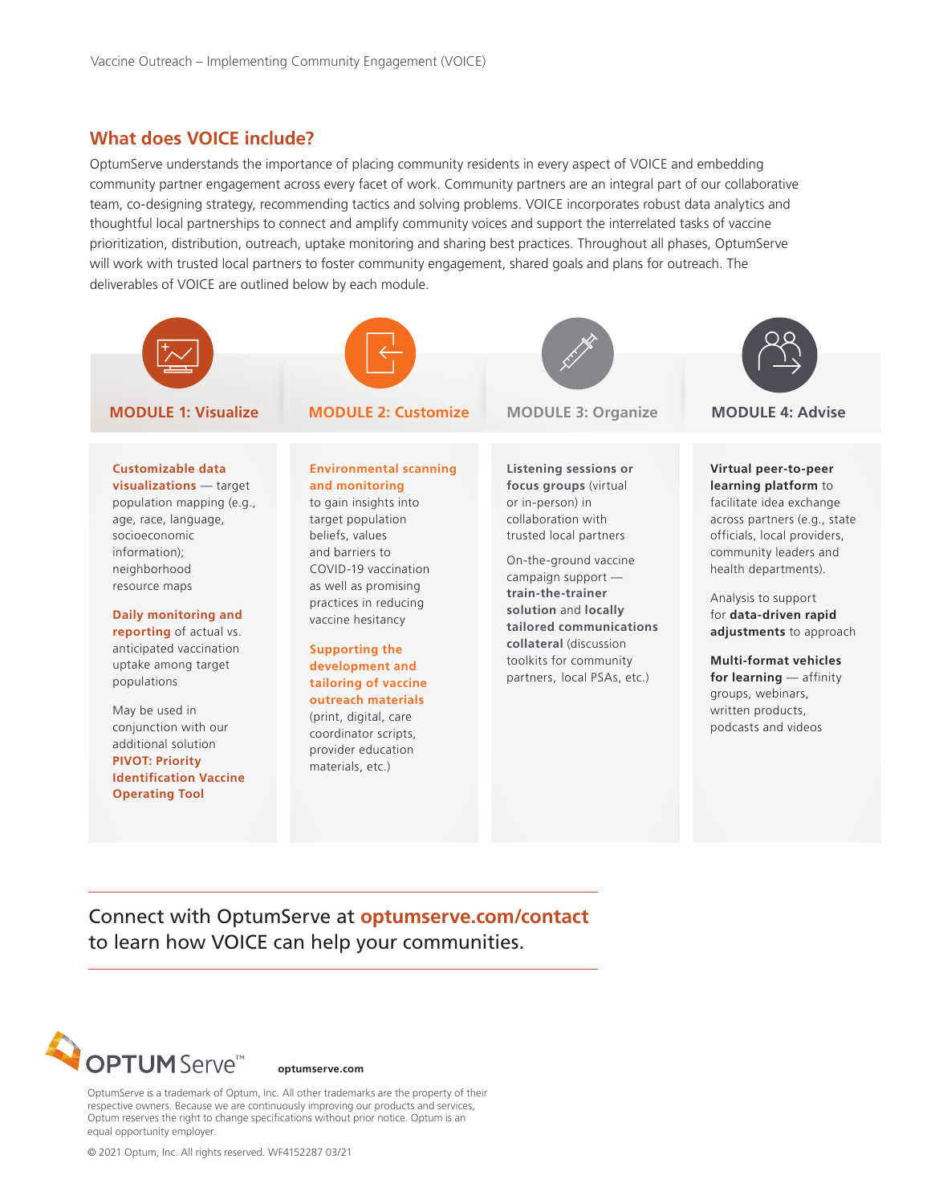## What does VOICE include?

OptumServe understands the importance of placing community residents in every aspect of VOICE and embedding community partner engagement across every facet of work. Community partners are an integral part of our collaborative team, co-designing strategy, recommending tactics and solving problems. VOICE incorporates robust data analytics and thoughtful local partnerships to connect and amplify community voices and support the interrelated tasks of vaccine prioritization, distribution, outreach, uptake monitoring and sharing best practices. Throughout all phases, OptumServe will work with trusted local partners to foster community engagement, shared goals and plans for outreach. The deliverables of VOICE are outlined below by each module.

### MODULE 1: Visualize

**Customizable data visualizations** — target population mapping (e.g., age, race, language, socioeconomic information); neighborhood resource maps

**Daily monitoring and reporting** of actual vs. anticipated vaccination uptake among target populations

May be used in conjunction with our additional solution **PIVOT: Priority Identification Vaccine Operating Tool**

### MODULE 2: Customize

**Environmental scanning and monitoring** to gain insights into target population beliefs, values and barriers to COVID-19 vaccination as well as promising practices in reducing vaccine hesitancy

**Supporting the development and tailoring of vaccine outreach materials** (print, digital, care coordinator scripts, provider education materials, etc.)

### MODULE 3: Organize

**Listening sessions or focus groups** (virtual or in-person) in collaboration with trusted local partners

On-the-ground vaccine campaign support — **train-the-trainer solution** and **locally tailored communications collateral** (discussion toolkits for community partners, local PSAs, etc.)

### MODULE 4: Advise

**Virtual peer-to-peer learning platform** to facilitate idea exchange across partners (e.g., state officials, local providers, community leaders and health departments).

Analysis to support for **data-driven rapid adjustments** to approach

**Multi-format vehicles for learning** — affinity groups, webinars, written products, podcasts and videos

---

Connect with OptumServe at **optumserve.com/contact** to learn how VOICE can help your communities.

---

OPTUM Serve™

**optumserve.com**

OptumServe is a trademark of Optum, Inc. All other trademarks are the property of their respective owners. Because we are continuously improving our products and services, Optum reserves the right to change specifications without prior notice. Optum is an equal opportunity employer.

© 2021 Optum, Inc. All rights reserved. WF4152287 03/21